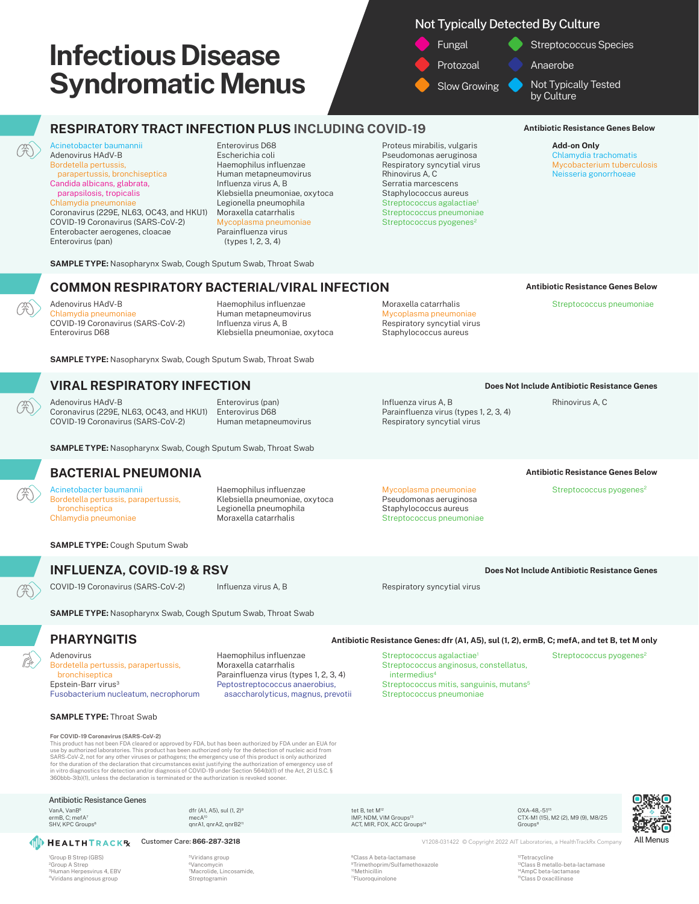# Infectious Disease Syndromatic Menus

**Not Typically Detected By Culture**

- Fungal
- Protozoal
- Slow Growing
- Streptococcus Species
- Anaerobe
- Not Typically Tested by Culture

## RESPIRATORY TRACT INFECTION PLUS INCLUDING COVID-19

**Antibiotic Resistance Genes Below**

Acinetobacter baumannii
Adenovirus HAdV-B
Bordetella pertussis, parapertussis, bronchiseptica
Candida albicans, glabrata, parapsilosis, tropicalis
Chlamydia pneumoniae
Coronavirus (229E, NL63, OC43, and HKU1)
COVID-19 Coronavirus (SARS-CoV-2)
Enterobacter aerogenes, cloacae
Enterovirus (pan)
Enterovirus D68
Escherichia coli
Haemophilus influenzae
Human metapneumovirus
Influenza virus A, B
Klebsiella pneumoniae, oxytoca
Legionella pneumophila
Moraxella catarrhalis
Mycoplasma pneumoniae
Parainfluenza virus (types 1, 2, 3, 4)
Proteus mirabilis, vulgaris
Pseudomonas aeruginosa
Respiratory syncytial virus
Rhinovirus A, C
Serratia marcescens
Staphylococcus aureus
Streptococcus agalactiae[1]
Streptococcus pneumoniae
Streptococcus pyogenes[2]

**Add-on Only**
Chlamydia trachomatis
Mycobacterium tuberculosis
Neisseria gonorrhoeae

**SAMPLE TYPE:** Nasopharynx Swab, Cough Sputum Swab, Throat Swab

## COMMON RESPIRATORY BACTERIAL/VIRAL INFECTION

**Antibiotic Resistance Genes Below**

Adenovirus HAdV-B
Chlamydia pneumoniae
COVID-19 Coronavirus (SARS-CoV-2)
Enterovirus D68
Haemophilus influenzae
Human metapneumovirus
Influenza virus A, B
Klebsiella pneumoniae, oxytoca
Moraxella catarrhalis
Mycoplasma pneumoniae
Respiratory syncytial virus
Staphylococcus aureus
Streptococcus pneumoniae

**SAMPLE TYPE:** Nasopharynx Swab, Cough Sputum Swab, Throat Swab

## VIRAL RESPIRATORY INFECTION

**Does Not Include Antibiotic Resistance Genes**

Adenovirus HAdV-B
Coronavirus (229E, NL63, OC43, and HKU1)
COVID-19 Coronavirus (SARS-CoV-2)
Enterovirus (pan)
Enterovirus D68
Human metapneumovirus
Influenza virus A, B
Parainfluenza virus (types 1, 2, 3, 4)
Respiratory syncytial virus
Rhinovirus A, C

**SAMPLE TYPE:** Nasopharynx Swab, Cough Sputum Swab, Throat Swab

## BACTERIAL PNEUMONIA

**Antibiotic Resistance Genes Below**

Acinetobacter baumannii
Bordetella pertussis, parapertussis, bronchiseptica
Chlamydia pneumoniae
Haemophilus influenzae
Klebsiella pneumoniae, oxytoca
Legionella pneumophila
Moraxella catarrhalis
Mycoplasma pneumoniae
Pseudomonas aeruginosa
Staphylococcus aureus
Streptococcus pneumoniae
Streptococcus pyogenes[2]

**SAMPLE TYPE:** Cough Sputum Swab

## INFLUENZA, COVID-19 & RSV

**Does Not Include Antibiotic Resistance Genes**

COVID-19 Coronavirus (SARS-CoV-2)
Influenza virus A, B
Respiratory syncytial virus

**SAMPLE TYPE:** Nasopharynx Swab, Cough Sputum Swab, Throat Swab

## PHARYNGITIS

**Antibiotic Resistance Genes: dfr (A1, A5), sul (1, 2), ermB, C; mefA, and tet B, tet M only**

Adenovirus
Bordetella pertussis, parapertussis, bronchiseptica
Epstein-Barr virus[3]
Fusobacterium nucleatum, necrophorum
Haemophilus influenzae
Moraxella catarrhalis
Parainfluenza virus (types 1, 2, 3, 4)
Peptostreptococcus anaerobius, asaccharolyticus, magnus, prevotii
Streptococcus agalactiae[1]
Streptococcus anginosus, constellatus, intermedius[4]
Streptococcus mitis, sanguinis, mutans[5]
Streptococcus pneumoniae
Streptococcus pyogenes[2]

**SAMPLE TYPE:** Throat Swab

**For COVID-19 Coronavirus (SARS-CoV-2)**
This product has not been FDA cleared or approved by FDA, but has been authorized by FDA under an EUA for use by authorized laboratories. This product has been authorized only for the detection of nucleic acid from SARS-CoV-2, not for any other viruses or pathogens; the emergency use of this product is only authorized for the duration of the declaration that circumstances exist justifying the authorization of emergency use of in vitro diagnostics for detection and/or diagnosis of COVID-19 under Section 564(b)(1) of the Act, 21 U.S.C. § 360bbb-3(b)(1), unless the declaration is terminated or the authorization is revoked sooner.

### Antibiotic Resistance Genes

VanA, VanB[6]
ermB, C, mefA[7]
SHV, KPC Groups[8]
dfr (A1, A5), sul (1, 2)[9]
mecA[10]
qnrA1, qnrA2, qnrB2[11]
tet B, tet M[12]
IMP, NDM, VIM Groups[13]
ACT, MIR, FOX, ACC Groups[14]
OXA-48,-51[15]
CTX-M1 (15), M2 (2), M9 (9), M8/25 Groups[8]

All Menus

HEALTHTRACKRx Customer Care: 866-287-3218

V1208-031422 © Copyright 2022 AIT Laboratories, a HealthTrackRx Company

[1]Group B Strep (GBS)
[2]Group A Strep
[3]Human Herpesvirus 4, EBV
[4]Viridans anginosus group
[5]Viridans group
[6]Vancomycin
[7]Macrolide, Lincosamide, Streptogramin
[8]Class A beta-lactamase
[9]Trimethoprim/Sulfamethoxazole
[10]Methicillin
[11]Fluoroquinolone
[12]Tetracycline
[13]Class B metallo-beta-lactamase
[14]AmpC beta-lactamase
[15]Class D oxacillinase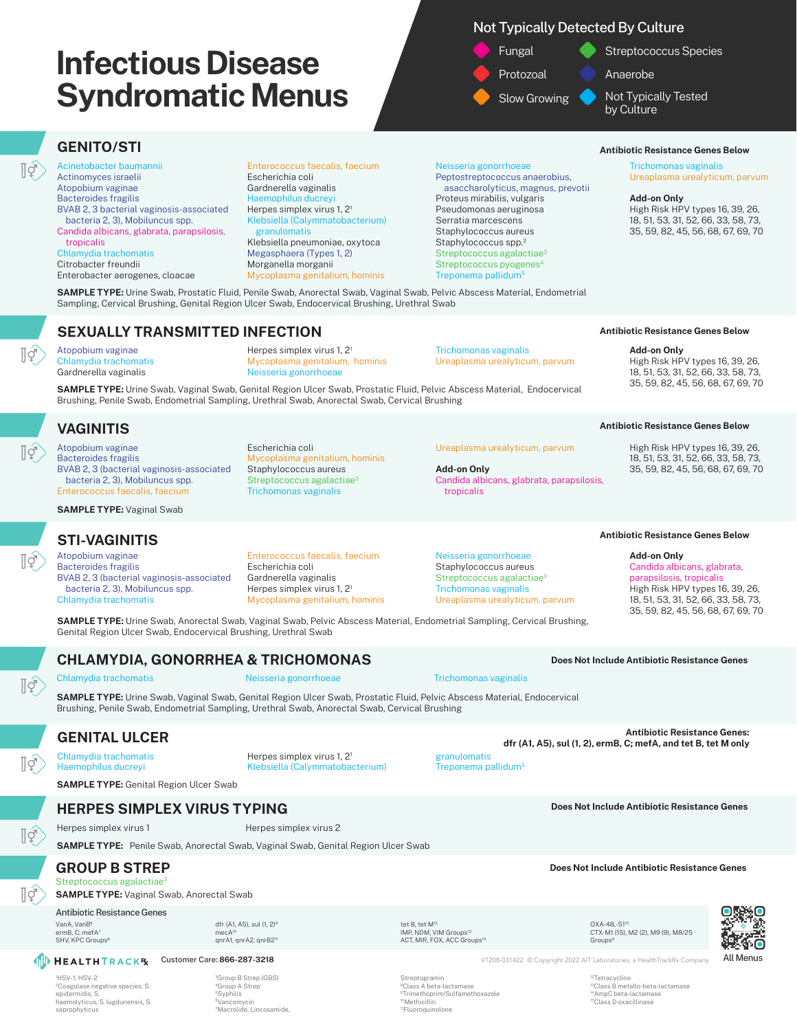# Infectious Disease Syndromatic Menus

**Not Typically Detected By Culture**

- Fungal
- Protozoal
- Slow Growing
- Streptococcus Species
- Anaerobe
- Not Typically Tested by Culture

## GENITO/STI

Acinetobacter baumannii
Actinomyces israelii
Atopobium vaginae
Bacteroides fragilis
BVAB 2, 3 bacterial vaginosis-associated bacteria 2, 3), Mobiluncus spp.
Candida albicans, glabrata, parapsilosis, tropicalis
Chlamydia trachomatis
Citrobacter freundii
Enterobacter aerogenes, cloacae
Enterococcus faecalis, faecium
Escherichia coli
Gardnerella vaginalis
Haemophilus ducreyi
Herpes simplex virus 1, 2[1]
Klebsiella (Calymmatobacterium) granulomatis
Klebsiella pneumoniae, oxytoca
Megasphaera (Types 1, 2)
Morganella morganii
Mycoplasma genitalium, hominis
Neisseria gonorrhoeae
Peptostreptococcus anaerobius, asaccharolyticus, magnus, prevotii
Proteus mirabilis, vulgaris
Pseudomonas aeruginosa
Serratia marcescens
Staphylococcus aureus
Staphylococcus spp.[2]
Streptococcus agalactiae[3]
Streptococcus pyogenes[4]
Treponema pallidum[5]
Trichomonas vaginalis
Ureaplasma urealyticum, parvum

**Antibiotic Resistance Genes Below**

**Add-on Only**
High Risk HPV types 16, 39, 26, 18, 51, 53, 31, 52, 66, 33, 58, 73, 35, 59, 82, 45, 56, 68, 67, 69, 70

**SAMPLE TYPE:** Urine Swab, Prostatic Fluid, Penile Swab, Anorectal Swab, Vaginal Swab, Pelvic Abscess Material, Endometrial Sampling, Cervical Brushing, Genital Region Ulcer Swab, Endocervical Brushing, Urethral Swab

## SEXUALLY TRANSMITTED INFECTION

Atopobium vaginae
Chlamydia trachomatis
Gardnerella vaginalis
Herpes simplex virus 1, 2[1]
Mycoplasma genitalium, hominis
Neisseria gonorrhoeae
Trichomonas vaginalis
Ureaplasma urealyticum, parvum

**Antibiotic Resistance Genes Below**

**Add-on Only**
High Risk HPV types 16, 39, 26, 18, 51, 53, 31, 52, 66, 33, 58, 73, 35, 59, 82, 45, 56, 68, 67, 69, 70

**SAMPLE TYPE:** Urine Swab, Vaginal Swab, Genital Region Ulcer Swab, Prostatic Fluid, Pelvic Abscess Material, Endocervical Brushing, Penile Swab, Endometrial Sampling, Urethral Swab, Anorectal Swab, Cervical Brushing

## VAGINITIS

Atopobium vaginae
Bacteroides fragilis
BVAB 2, 3 (bacterial vaginosis-associated bacteria 2, 3), Mobiluncus spp.
Enterococcus faecalis, faecium
Escherichia coli
Mycoplasma genitalium, hominis
Staphylococcus aureus
Streptococcus agalactiae[3]
Trichomonas vaginalis
Ureaplasma urealyticum, parvum

**Add-on Only**
Candida albicans, glabrata, parapsilosis, tropicalis

**Antibiotic Resistance Genes Below**

High Risk HPV types 16, 39, 26, 18, 51, 53, 31, 52, 66, 33, 58, 73, 35, 59, 82, 45, 56, 68, 67, 69, 70

**SAMPLE TYPE:** Vaginal Swab

## STI-VAGINITIS

Atopobium vaginae
Bacteroides fragilis
BVAB 2, 3 (bacterial vaginosis-associated bacteria 2, 3), Mobiluncus spp.
Chlamydia trachomatis
Enterococcus faecalis, faecium
Escherichia coli
Gardnerella vaginalis
Herpes simplex virus 1, 2[1]
Mycoplasma genitalium, hominis
Neisseria gonorrhoeae
Staphylococcus aureus
Streptococcus agalactiae[3]
Trichomonas vaginalis
Ureaplasma urealyticum, parvum

**Antibiotic Resistance Genes Below**

**Add-on Only**
Candida albicans, glabrata, parapsilosis, tropicalis
High Risk HPV types 16, 39, 26, 18, 51, 53, 31, 52, 66, 33, 58, 73, 35, 59, 82, 45, 56, 68, 67, 69, 70

**SAMPLE TYPE:** Urine Swab, Anorectal Swab, Vaginal Swab, Pelvic Abscess Material, Endometrial Sampling, Cervical Brushing, Genital Region Ulcer Swab, Endocervical Brushing, Urethral Swab

## CHLAMYDIA, GONORRHEA & TRICHOMONAS

**Does Not Include Antibiotic Resistance Genes**

Chlamydia trachomatis
Neisseria gonorrhoeae
Trichomonas vaginalis

**SAMPLE TYPE:** Urine Swab, Vaginal Swab, Genital Region Ulcer Swab, Prostatic Fluid, Pelvic Abscess Material, Endocervical Brushing, Penile Swab, Endometrial Sampling, Urethral Swab, Anorectal Swab, Cervical Brushing

## GENITAL ULCER

**Antibiotic Resistance Genes:**
**dfr (A1, A5), sul (1, 2), ermB, C; mefA, and tet B, tet M only**

Chlamydia trachomatis
Haemophilus ducreyi
Herpes simplex virus 1, 2[1]
Klebsiella (Calymmatobacterium) granulomatis
Treponema pallidum[5]

**SAMPLE TYPE:** Genital Region Ulcer Swab

## HERPES SIMPLEX VIRUS TYPING

**Does Not Include Antibiotic Resistance Genes**

Herpes simplex virus 1
Herpes simplex virus 2

**SAMPLE TYPE:** Penile Swab, Anorectal Swab, Vaginal Swab, Genital Region Ulcer Swab

## GROUP B STREP

**Does Not Include Antibiotic Resistance Genes**

Streptococcus agalactiae[3]

**SAMPLE TYPE:** Vaginal Swab, Anorectal Swab

### Antibiotic Resistance Genes

VanA, VanB[6]
ermB, C, mefA[7]
SHV, KPC Groups[8]
dfr (A1, A5), sul (1, 2)[9]
mecA[10]
qnrA1, qnrA2, qnrB2[11]
tet B, tet M[12]
IMP, NDM, VIM Groups[13]
ACT, MIR, FOX, ACC Groups[14]
OXA-48,-51[15]
CTX-M1 (15), M2 (2), M9 (9), M8/25 Groups[8]

All Menus

HEALTHTRACKRx **Customer Care:** 866-287-3218

V1208-031422 © Copyright 2022 AIT Laboratories, a HealthTrackRx Company

[1]HSV-1, HSV-2
[2]Coagulase negative species: S. epidermidis, S. haemolyticus, S. lugdunensis, S. saprophyticus
[3]Group B Strep (GBS)
[4]Group A Strep
[5]Syphilis
[6]Vancomycin
[7]Macrolide, Lincosamide, Streptogramin
[8]Class A beta-lactamase
[9]Trimethoprim/Sulfamethoxazole
[10]Methicillin
[11]Fluoroquinolone
[12]Tetracycline
[13]Class B metallo-beta-lactamase
[14]AmpC beta-lactamase
[15]Class D oxacillinase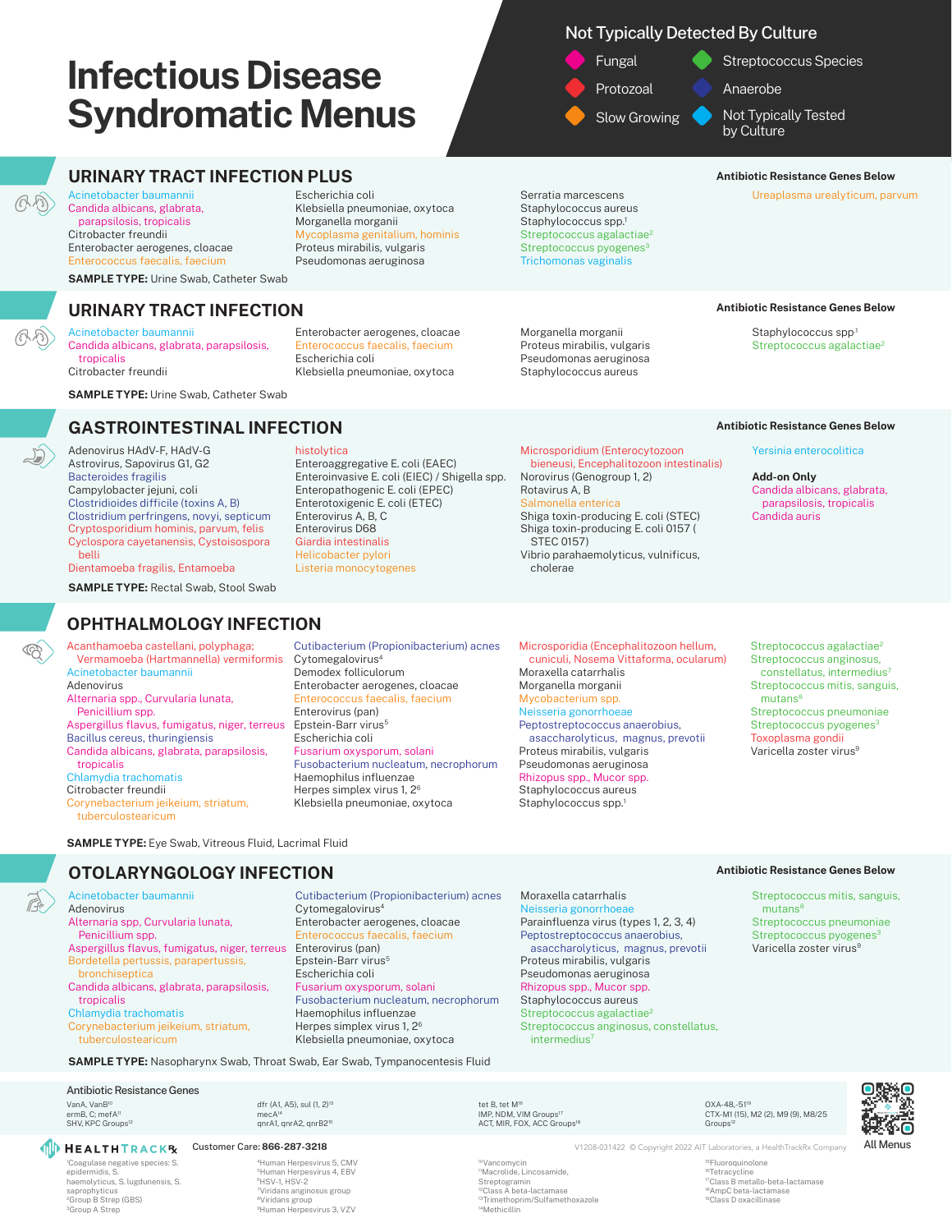# Infectious Disease Syndromatic Menus

**Not Typically Detected By Culture**

- Fungal
- Streptococcus Species
- Protozoal
- Anaerobe
- Slow Growing
- Not Typically Tested by Culture

## URINARY TRACT INFECTION PLUS

**Antibiotic Resistance Genes Below**

Acinetobacter baumannii
Candida albicans, glabrata, parapsilosis, tropicalis
Citrobacter freundii
Enterobacter aerogenes, cloacae
Enterococcus faecalis, faecium
Escherichia coli
Klebsiella pneumoniae, oxytoca
Morganella morganii
Mycoplasma genitalium, hominis
Proteus mirabilis, vulgaris
Pseudomonas aeruginosa
Serratia marcescens
Staphylococcus aureus
Staphylococcus spp.[1]
Streptococcus agalactiae[2]
Streptococcus pyogenes[3]
Trichomonas vaginalis
Ureaplasma urealyticum, parvum

**SAMPLE TYPE:** Urine Swab, Catheter Swab

## URINARY TRACT INFECTION

**Antibiotic Resistance Genes Below**

Acinetobacter baumannii
Candida albicans, glabrata, parapsilosis, tropicalis
Citrobacter freundii
Enterobacter aerogenes, cloacae
Enterococcus faecalis, faecium
Escherichia coli
Klebsiella pneumoniae, oxytoca
Morganella morganii
Proteus mirabilis, vulgaris
Pseudomonas aeruginosa
Staphylococcus aureus
Staphylococcus spp[1]
Streptococcus agalactiae[2]

**SAMPLE TYPE:** Urine Swab, Catheter Swab

## GASTROINTESTINAL INFECTION

**Antibiotic Resistance Genes Below**

Adenovirus HAdV-F, HAdV-G
Astrovirus, Sapovirus G1, G2
Bacteroides fragilis
Campylobacter jejuni, coli
Clostridioides difficile (toxins A, B)
Clostridium perfringens, novyi, septicum
Cryptosporidium hominis, parvum, felis
Cyclospora cayetanensis, Cystoisospora belli
Dientamoeba fragilis, Entamoeba histolytica
Enteroaggregative E. coli (EAEC)
Enteroinvasive E. coli (EIEC) / Shigella spp.
Enteropathogenic E. coli (EPEC)
Enterotoxigenic E. coli (ETEC)
Enterovirus A, B, C
Enterovirus D68
Giardia intestinalis
Helicobacter pylori
Listeria monocytogenes
Microsporidium (Enterocytozoon bieneusi, Encephalitozoon intestinalis)
Norovirus (Genogroup 1, 2)
Rotavirus A, B
Salmonella enterica
Shiga toxin-producing E. coli (STEC)
Shiga toxin-producing E. coli 0157 ( STEC 0157)
Vibrio parahaemolyticus, vulnificus, cholerae
Yersinia enterocolitica

**Add-on Only**
Candida albicans, glabrata, parapsilosis, tropicalis
Candida auris

**SAMPLE TYPE:** Rectal Swab, Stool Swab

## OPHTHALMOLOGY INFECTION

Acanthamoeba castellani, polyphaga; Vermamoeba (Hartmannella) vermiformis
Acinetobacter baumannii
Adenovirus
Alternaria spp., Curvularia lunata, Penicillium spp.
Aspergillus flavus, fumigatus, niger, terreus
Bacillus cereus, thuringiensis
Candida albicans, glabrata, parapsilosis, tropicalis
Chlamydia trachomatis
Citrobacter freundii
Corynebacterium jeikeium, striatum, tuberculostearicum
Cutibacterium (Propionibacterium) acnes
Cytomegalovirus[4]
Demodex folliculorum
Enterobacter aerogenes, cloacae
Enterococcus faecalis, faecium
Enterovirus (pan)
Epstein-Barr virus[5]
Escherichia coli
Fusarium oxysporum, solani
Fusobacterium nucleatum, necrophorum
Haemophilus influenzae
Herpes simplex virus 1, 2[6]
Klebsiella pneumoniae, oxytoca
Microsporidia (Encephalitozoon hellum, cuniculi, Nosema Vittaforma, ocularum)
Moraxella catarrhalis
Morganella morganii
Mycobacterium spp.
Neisseria gonorrhoeae
Peptostreptococcus anaerobius, asaccharolyticus, magnus, prevotii
Proteus mirabilis, vulgaris
Pseudomonas aeruginosa
Rhizopus spp., Mucor spp.
Staphylococcus aureus
Staphylococcus spp.[1]
Streptococcus agalactiae[2]
Streptococcus anginosus, constellatus, intermedius[7]
Streptococcus mitis, sanguis, mutans[8]
Streptococcus pneumoniae
Streptococcus pyogenes[3]
Toxoplasma gondii
Varicella zoster virus[9]

**SAMPLE TYPE:** Eye Swab, Vitreous Fluid, Lacrimal Fluid

## OTOLARYNGOLOGY INFECTION

**Antibiotic Resistance Genes Below**

Acinetobacter baumannii
Adenovirus
Alternaria spp, Curvularia lunata, Penicillium spp.
Aspergillus flavus, fumigatus, niger, terreus
Bordetella pertussis, parapertussis, bronchiseptica
Candida albicans, glabrata, parapsilosis, tropicalis
Chlamydia trachomatis
Corynebacterium jeikeium, striatum, tuberculostearicum
Cutibacterium (Propionibacterium) acnes
Cytomegalovirus[4]
Enterobacter aerogenes, cloacae
Enterococcus faecalis, faecium
Enterovirus (pan)
Epstein-Barr virus[5]
Escherichia coli
Fusarium oxysporum, solani
Fusobacterium nucleatum, necrophorum
Haemophilus influenzae
Herpes simplex virus 1, 2[6]
Klebsiella pneumoniae, oxytoca
Moraxella catarrhalis
Neisseria gonorrhoeae
Parainfluenza virus (types 1, 2, 3, 4)
Peptostreptococcus anaerobius, asaccharolyticus, magnus, prevotii
Proteus mirabilis, vulgaris
Pseudomonas aeruginosa
Rhizopus spp., Mucor spp.
Staphylococcus aureus
Streptococcus agalactiae[2]
Streptococcus anginosus, constellatus, intermedius[7]
Streptococcus mitis, sanguis, mutans[8]
Streptococcus pneumoniae
Streptococcus pyogenes[3]
Varicella zoster virus[9]

**SAMPLE TYPE:** Nasopharynx Swab, Throat Swab, Ear Swab, Tympanocentesis Fluid

### Antibiotic Resistance Genes

VanA, VanB[10]
ermB, C, mefA[11]
SHV, KPC Groups[12]
dfr (A1, A5), sul (1, 2)[13]
mecA[14]
qnrA1, qnrA2, qnrB2[15]
tet B, tet M[16]
IMP, NDM, VIM Groups[17]
ACT, MIR, FOX, ACC Groups[18]
OXA-48,-51[19]
CTX-M1 (15), M2 (2), M9 (9), M8/25 Groups[12]

HEALTHTRACKRx — **Customer Care:** 866-287-3218

V1208-031422 © Copyright 2022 AIT Laboratories, a HealthTrackRx Company

All Menus

[1]Coagulase negative species: S. epidermidis, S. haemolyticus, S. lugdunensis, S. saprophyticus
[2]Group B Strep (GBS)
[3]Group A Strep
[4]Human Herpesvirus 5, CMV
[5]Human Herpesvirus 4, EBV
[6]HSV-1, HSV-2
[7]Viridans anginosus group
[8]Viridans group
[9]Human Herpesvirus 3, VZV
[10]Vancomycin
[11]Macrolide, Lincosamide, Streptogramin
[12]Class A beta-lactamase
[13]Trimethoprim/Sulfamethoxazole
[14]Methicillin
[15]Fluoroquinolone
[16]Tetracycline
[17]Class B metallo-beta-lactamase
[18]AmpC beta-lactamase
[19]Class D oxacillinase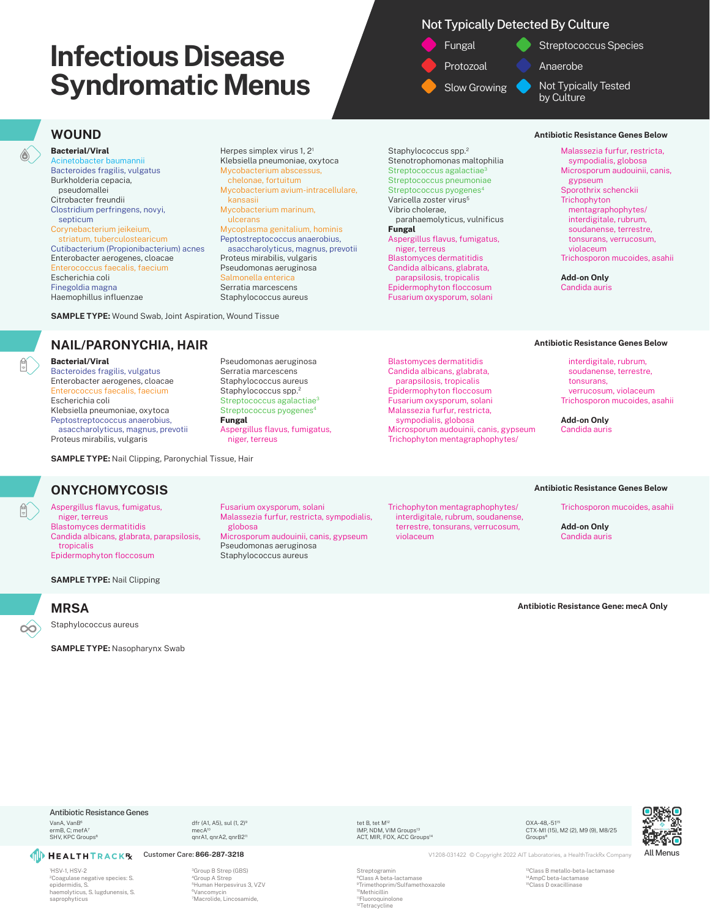# Infectious Disease Syndromatic Menus

**Not Typically Detected By Culture**

- Fungal
- Protozoal
- Slow Growing
- Streptococcus Species
- Anaerobe
- Not Typically Tested by Culture

## WOUND

**Antibiotic Resistance Genes Below**

**Bacterial/Viral**

Acinetobacter baumannii
Bacteroides fragilis, vulgatus
Burkholderia cepacia, pseudomallei
Citrobacter freundii
Clostridium perfringens, novyi, septicum
Corynebacterium jeikeium, striatum, tuberculostearicum
Cutibacterium (Propionibacterium) acnes
Enterobacter aerogenes, cloacae
Enterococcus faecalis, faecium
Escherichia coli
Finegoldia magna
Haemophillus influenzae
Herpes simplex virus 1, 2[1]
Klebsiella pneumoniae, oxytoca
Mycobacterium abscessus, chelonae, fortuitum
Mycobacterium avium-intracellulare, kansasii
Mycobacterium marinum, ulcerans
Mycoplasma genitalium, hominis
Peptostreptococcus anaerobius, asaccharolyticus, magnus, prevotii
Proteus mirabilis, vulgaris
Pseudomonas aeruginosa
Salmonella enterica
Serratia marcescens
Staphylococcus aureus
Staphylococcus spp.[2]
Stenotrophomonas maltophilia
Streptococcus agalactiae[3]
Streptococcus pneumoniae
Streptococcus pyogenes[4]
Varicella zoster virus[5]
Vibrio cholerae, parahaemolyticus, vulnificus

**Fungal**

Aspergillus flavus, fumigatus, niger, terreus
Blastomyces dermatitidis
Candida albicans, glabrata, parapsilosis, tropicalis
Epidermophyton floccosum
Fusarium oxysporum, solani
Malassezia furfur, restricta, sympodialis, globosa
Microsporum audouinii, canis, gypseum
Sporothrix schenckii
Trichophyton mentagraphophytes/ interdigitale, rubrum, soudanense, terrestre, tonsurans, verrucosum, violaceum
Trichosporon mucoides, asahii

**Add-on Only**

Candida auris

**SAMPLE TYPE:** Wound Swab, Joint Aspiration, Wound Tissue

## NAIL/PARONYCHIA, HAIR

**Antibiotic Resistance Genes Below**

**Bacterial/Viral**

Bacteroides fragilis, vulgatus
Enterobacter aerogenes, cloacae
Enterococcus faecalis, faecium
Escherichia coli
Klebsiella pneumoniae, oxytoca
Peptostreptococcus anaerobius, asaccharolyticus, magnus, prevotii
Proteus mirabilis, vulgaris
Pseudomonas aeruginosa
Serratia marcescens
Staphylococcus aureus
Staphylococcus spp.[2]
Streptococcus agalactiae[3]
Streptococcus pyogenes[4]

**Fungal**

Aspergillus flavus, fumigatus, niger, terreus
Blastomyces dermatitidis
Candida albicans, glabrata, parapsilosis, tropicalis
Epidermophyton floccosum
Fusarium oxysporum, solani
Malassezia furfur, restricta, sympodialis, globosa
Microsporum audouinii, canis, gypseum
Trichophyton mentagraphophytes/ interdigitale, rubrum, soudanense, terrestre, tonsurans, verrucosum, violaceum
Trichosporon mucoides, asahii

**Add-on Only**

Candida auris

**SAMPLE TYPE:** Nail Clipping, Paronychial Tissue, Hair

## ONYCHOMYCOSIS

**Antibiotic Resistance Genes Below**

Aspergillus flavus, fumigatus, niger, terreus
Blastomyces dermatitidis
Candida albicans, glabrata, parapsilosis, tropicalis
Epidermophyton floccosum
Fusarium oxysporum, solani
Malassezia furfur, restricta, sympodialis, globosa
Microsporum audouinii, canis, gypseum
Pseudomonas aeruginosa
Staphylococcus aureus
Trichophyton mentagraphophytes/ interdigitale, rubrum, soudanense, terrestre, tonsurans, verrucosum, violaceum
Trichosporon mucoides, asahii

**Add-on Only**

Candida auris

**SAMPLE TYPE:** Nail Clipping

## MRSA

**Antibiotic Resistance Gene: mecA Only**

Staphylococcus aureus

**SAMPLE TYPE:** Nasopharynx Swab

---

**Antibiotic Resistance Genes**

VanA, VanB[6]
ermB, C; mefA[7]
SHV, KPC Groups[8]
dfr (A1, A5), sul (1, 2)[9]
mecA[10]
qnrA1, qnrA2, qnrB2[11]
tet B, tet M[12]
IMP, NDM, VIM Groups[13]
ACT, MIR, FOX, ACC Groups[14]
OXA-48,-51[15]
CTX-M1 (15), M2 (2), M9 (9), M8/25 Groups[8]

All Menus

HEALTHTRACKRx Customer Care: **866-287-3218**

V1208-031422 © Copyright 2022 AIT Laboratories, a HealthTrackRx Company

[1]HSV-1, HSV-2
[2]Coagulase negative species: S. epidermidis, S. haemolyticus, S. lugdunensis, S. saprophyticus
[3]Group B Strep (GBS)
[4]Group A Strep
[5]Human Herpesvirus 3, VZV
[6]Vancomycin
[7]Macrolide, Lincosamide, Streptogramin
[8]Class A beta-lactamase
[9]Trimethoprim/Sulfamethoxazole
[10]Methicillin
[11]Fluoroquinolone
[12]Tetracycline
[13]Class B metallo-beta-lactamase
[14]AmpC beta-lactamase
[15]Class D oxacillinase